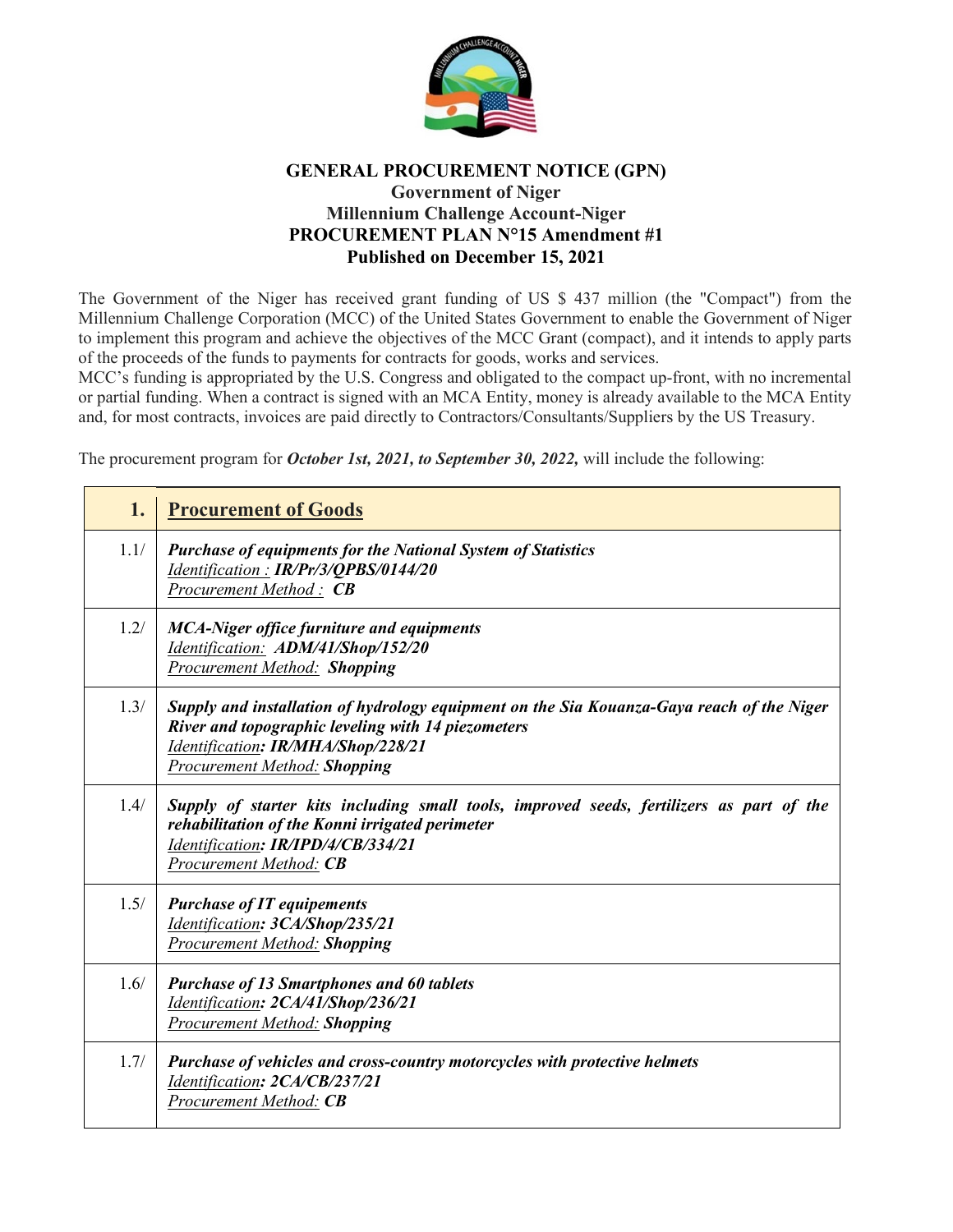# GENERAL PROCUREMENT NOTICE (GPN)

## Government of Niger
## Millennium Challenge Account-Niger
## PROCUREMENT PLAN N°15 Amendment #1
## Published on December 15, 2021

The Government of the Niger has received grant funding of US $ 437 million (the "Compact") from the Millennium Challenge Corporation (MCC) of the United States Government to enable the Government of Niger to implement this program and achieve the objectives of the MCC Grant (compact), and it intends to apply parts of the proceeds of the funds to payments for contracts for goods, works and services.

MCC's funding is appropriated by the U.S. Congress and obligated to the compact up-front, with no incremental or partial funding. When a contract is signed with an MCA Entity, money is already available to the MCA Entity and, for most contracts, invoices are paid directly to Contractors/Consultants/Suppliers by the US Treasury.

The procurement program for ***October 1st, 2021, to September 30, 2022,*** will include the following:

| 1. | **Procurement of Goods** |
|---|---|
| 1.1/ | ***Purchase of equipments for the National System of Statistics***<br>Identification : ***IR/Pr/3/QPBS/0144/20***<br>Procurement Method : ***CB*** |
| 1.2/ | ***MCA-Niger office furniture and equipments***<br>Identification: ***ADM/41/Shop/152/20***<br>Procurement Method: ***Shopping*** |
| 1.3/ | ***Supply and installation of hydrology equipment on the Sia Kouanza-Gaya reach of the Niger River and topographic leveling with 14 piezometers***<br>Identification***: IR/MHA/Shop/228/21***<br>Procurement Method: ***Shopping*** |
| 1.4/ | ***Supply of starter kits including small tools, improved seeds, fertilizers as part of the rehabilitation of the Konni irrigated perimeter***<br>Identification***: IR/IPD/4/CB/334/21***<br>Procurement Method: ***CB*** |
| 1.5/ | ***Purchase of IT equipements***<br>Identification***: 3CA/Shop/235/21***<br>Procurement Method: ***Shopping*** |
| 1.6/ | ***Purchase of 13 Smartphones and 60 tablets***<br>Identification***: 2CA/41/Shop/236/21***<br>Procurement Method: ***Shopping*** |
| 1.7/ | ***Purchase of vehicles and cross-country motorcycles with protective helmets***<br>Identification***: 2CA/CB/237/21***<br>Procurement Method: ***CB*** |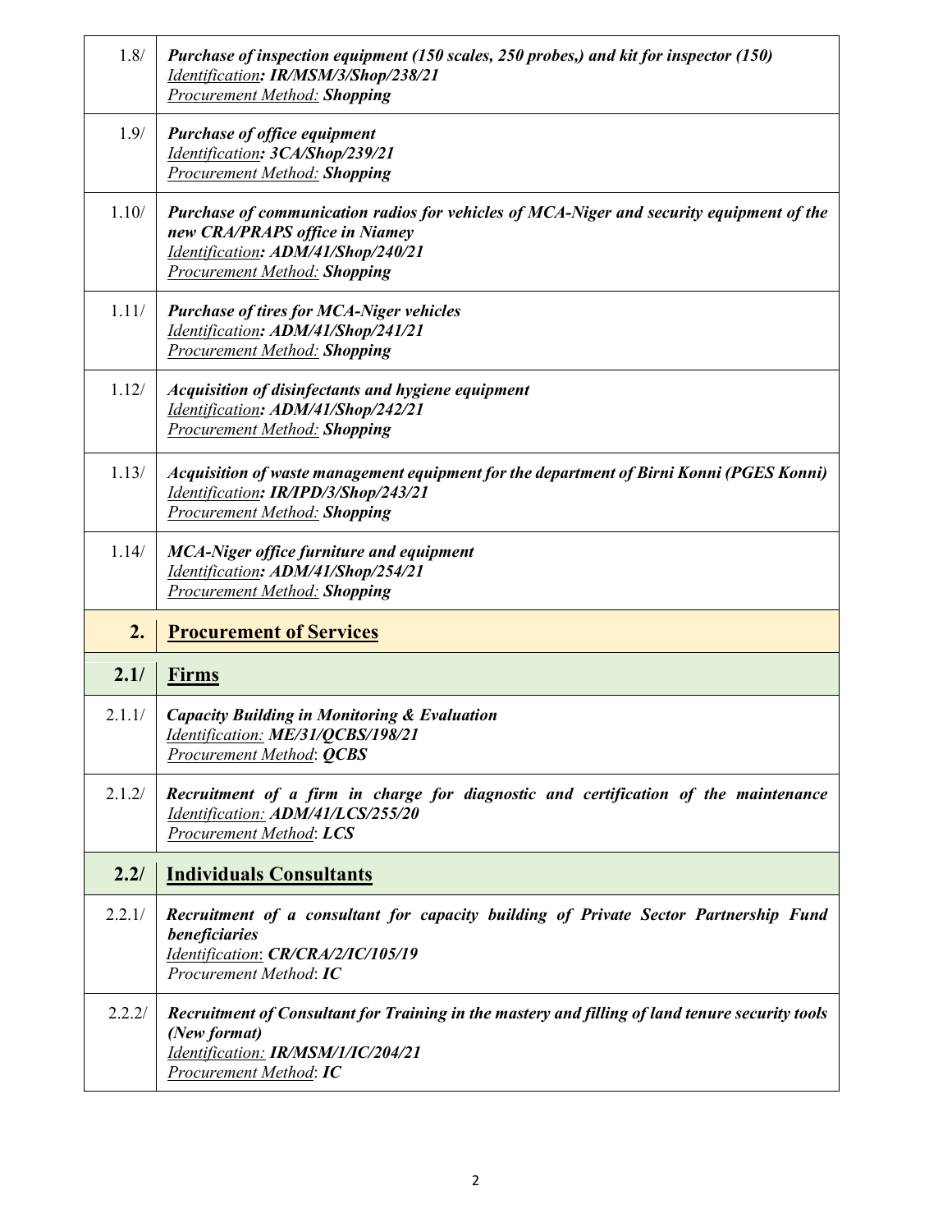| | |
|---|---|
| 1.8/ | ***Purchase of inspection equipment (150 scales, 250 probes,) and kit for inspector (150)***<br>*Identification**: IR/MSM/3/Shop/238/21***<br>*Procurement Method:* ***Shopping*** |
| 1.9/ | ***Purchase of office equipment***<br>*Identification**: 3CA/Shop/239/21***<br>*Procurement Method:* ***Shopping*** |
| 1.10/ | ***Purchase of communication radios for vehicles of MCA-Niger and security equipment of the new CRA/PRAPS office in Niamey***<br>*Identification**: ADM/41/Shop/240/21***<br>*Procurement Method:* ***Shopping*** |
| 1.11/ | ***Purchase of tires for MCA-Niger vehicles***<br>*Identification**: ADM/41/Shop/241/21***<br>*Procurement Method:* ***Shopping*** |
| 1.12/ | ***Acquisition of disinfectants and hygiene equipment***<br>*Identification**: ADM/41/Shop/242/21***<br>*Procurement Method:* ***Shopping*** |
| 1.13/ | ***Acquisition of waste management equipment for the department of Birni Konni (PGES Konni)***<br>*Identification**: IR/IPD/3/Shop/243/21***<br>*Procurement Method:* ***Shopping*** |
| 1.14/ | ***MCA-Niger office furniture and equipment***<br>*Identification**: ADM/41/Shop/254/21***<br>*Procurement Method:* ***Shopping*** |
| **2.** | **Procurement of Services** |
| **2.1/** | **Firms** |
| 2.1.1/ | ***Capacity Building in Monitoring & Evaluation***<br>*Identification:* ***ME/31/QCBS/198/21***<br>*Procurement Method*: ***QCBS*** |
| 2.1.2/ | ***Recruitment of a firm in charge for diagnostic and certification of the maintenance***<br>*Identification:* ***ADM/41/LCS/255/20***<br>*Procurement Method*: ***LCS*** |
| **2.2/** | **Individuals Consultants** |
| 2.2.1/ | ***Recruitment of a consultant for capacity building of Private Sector Partnership Fund beneficiaries***<br>*Identification*: ***CR/CRA/2/IC/105/19***<br>*Procurement Method*: ***IC*** |
| 2.2.2/ | ***Recruitment of Consultant for Training in the mastery and filling of land tenure security tools (New format)***<br>*Identification:* ***IR/MSM/1/IC/204/21***<br>*Procurement Method*: ***IC*** |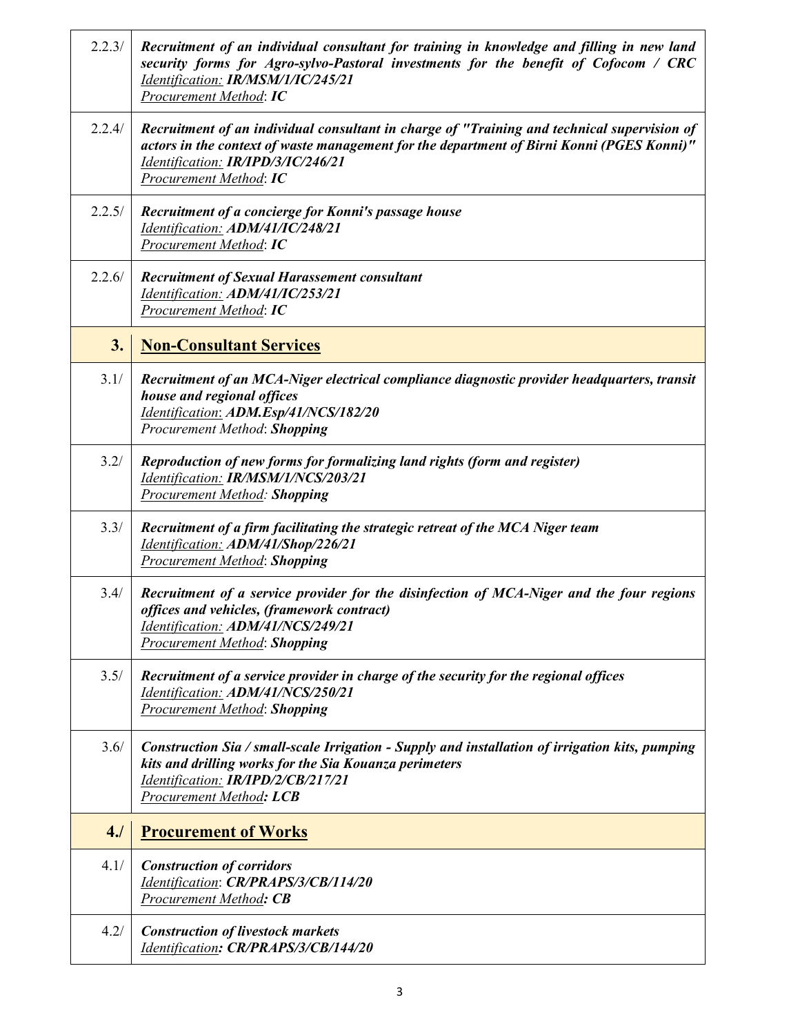| | |
|---|---|
| 2.2.3/ | ***Recruitment of an individual consultant for training in knowledge and filling in new land security forms for Agro-sylvo-Pastoral investments for the benefit of Cofocom / CRC***<br>*Identification:* ***IR/MSM/1/IC/245/21***<br>*Procurement Method*: ***IC*** |
| 2.2.4/ | ***Recruitment of an individual consultant in charge of "Training and technical supervision of actors in the context of waste management for the department of Birni Konni (PGES Konni)"***<br>*Identification:* ***IR/IPD/3/IC/246/21***<br>*Procurement Method*: ***IC*** |
| 2.2.5/ | ***Recruitment of a concierge for Konni's passage house***<br>*Identification:* ***ADM/41/IC/248/21***<br>*Procurement Method*: ***IC*** |
| 2.2.6/ | ***Recruitment of Sexual Harassement consultant***<br>*Identification:* ***ADM/41/IC/253/21***<br>*Procurement Method*: ***IC*** |
| **3.** | **Non-Consultant Services** |
| 3.1/ | ***Recruitment of an MCA-Niger electrical compliance diagnostic provider headquarters, transit house and regional offices***<br>*Identification*: ***ADM.Esp/41/NCS/182/20***<br>*Procurement Method*: ***Shopping*** |
| 3.2/ | ***Reproduction of new forms for formalizing land rights (form and register)***<br>*Identification:* ***IR/MSM/1/NCS/203/21***<br>*Procurement Method:* ***Shopping*** |
| 3.3/ | ***Recruitment of a firm facilitating the strategic retreat of the MCA Niger team***<br>*Identification:* ***ADM/41/Shop/226/21***<br>*Procurement Method*: ***Shopping*** |
| 3.4/ | ***Recruitment of a service provider for the disinfection of MCA-Niger and the four regions offices and vehicles, (framework contract)***<br>*Identification:* ***ADM/41/NCS/249/21***<br>*Procurement Method*: ***Shopping*** |
| 3.5/ | ***Recruitment of a service provider in charge of the security for the regional offices***<br>*Identification:* ***ADM/41/NCS/250/21***<br>*Procurement Method*: ***Shopping*** |
| 3.6/ | ***Construction Sia / small-scale Irrigation - Supply and installation of irrigation kits, pumping kits and drilling works for the Sia Kouanza perimeters***<br>*Identification:* ***IR/IPD/2/CB/217/21***<br>*Procurement Method****: LCB*** |
| **4./** | **Procurement of Works** |
| 4.1/ | ***Construction of corridors***<br>*Identification*: ***CR/PRAPS/3/CB/114/20***<br>*Procurement Method****: CB*** |
| 4.2/ | ***Construction of livestock markets***<br>*Identification****: CR/PRAPS/3/CB/144/20*** |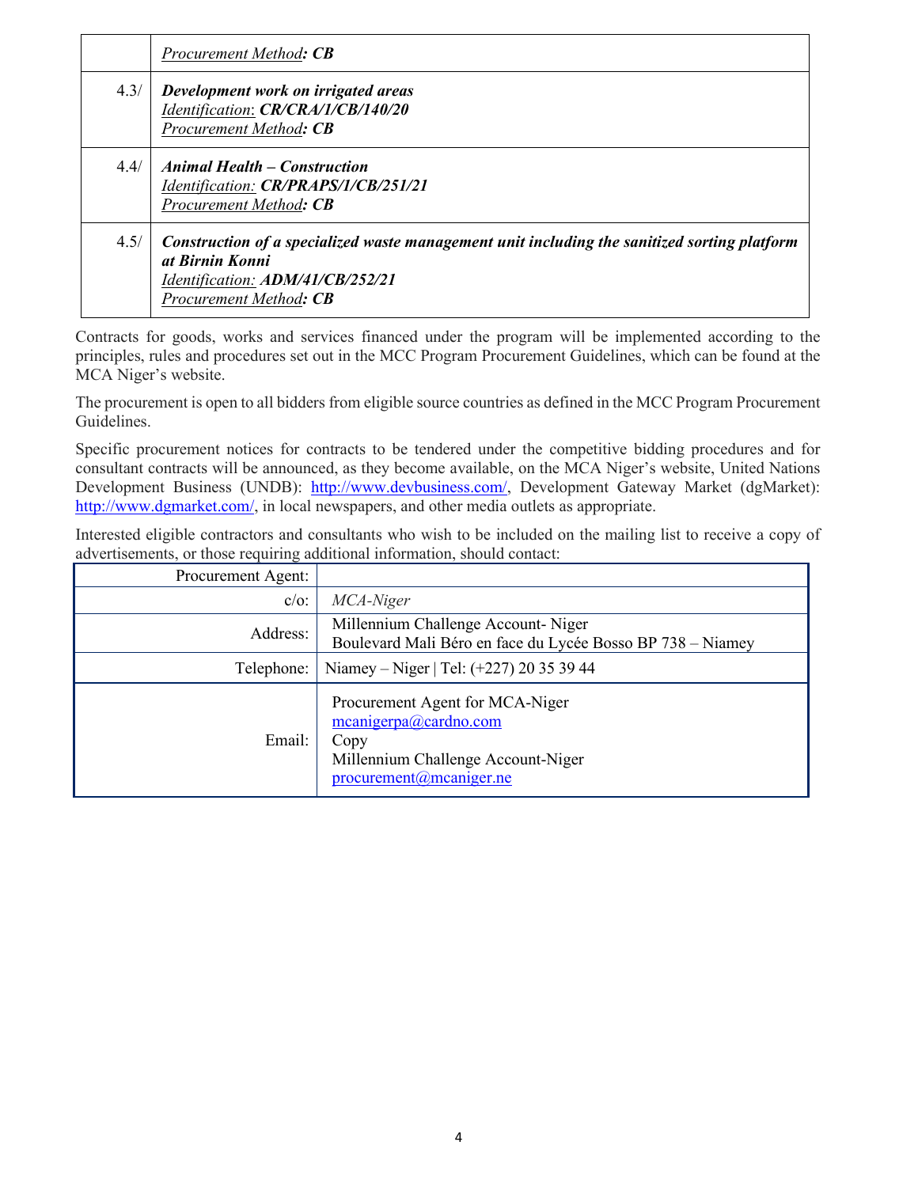| | |
|---|---|
| | *Procurement Method*: ***CB*** |
| 4.3/ | ***Development work on irrigated areas***<br>*Identification*: ***CR/CRA/1/CB/140/20***<br>*Procurement Method*: ***CB*** |
| 4.4/ | ***Animal Health – Construction***<br>*Identification:* ***CR/PRAPS/1/CB/251/21***<br>*Procurement Method*: ***CB*** |
| 4.5/ | ***Construction of a specialized waste management unit including the sanitized sorting platform at Birnin Konni***<br>*Identification:* ***ADM/41/CB/252/21***<br>*Procurement Method*: ***CB*** |

Contracts for goods, works and services financed under the program will be implemented according to the principles, rules and procedures set out in the MCC Program Procurement Guidelines, which can be found at the MCA Niger's website.

The procurement is open to all bidders from eligible source countries as defined in the MCC Program Procurement Guidelines.

Specific procurement notices for contracts to be tendered under the competitive bidding procedures and for consultant contracts will be announced, as they become available, on the MCA Niger's website, United Nations Development Business (UNDB): http://www.devbusiness.com/, Development Gateway Market (dgMarket): http://www.dgmarket.com/, in local newspapers, and other media outlets as appropriate.

Interested eligible contractors and consultants who wish to be included on the mailing list to receive a copy of advertisements, or those requiring additional information, should contact:

| | |
|---|---|
| Procurement Agent: | |
| c/o: | *MCA-Niger* |
| Address: | Millennium Challenge Account- Niger<br>Boulevard Mali Béro en face du Lycée Bosso BP 738 – Niamey |
| Telephone: | Niamey – Niger \| Tel: (+227) 20 35 39 44 |
| Email: | Procurement Agent for MCA-Niger<br>mcanigerpa@cardno.com<br>Copy<br>Millennium Challenge Account-Niger<br>procurement@mcaniger.ne |